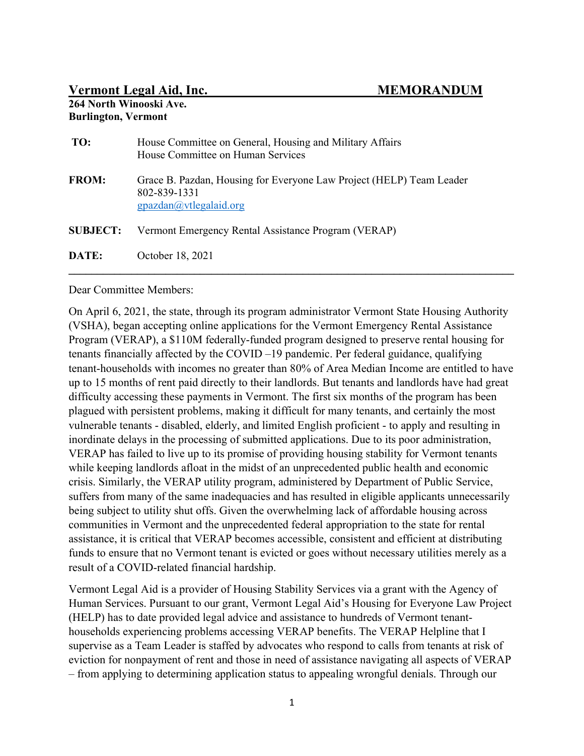**Vermont Legal Aid, Inc.** **MEMORANDUM**

**264 North Winooski Ave.**
**Burlington, Vermont**

| | |
|---|---|
| **TO:** | House Committee on General, Housing and Military Affairs<br>House Committee on Human Services |
| **FROM:** | Grace B. Pazdan, Housing for Everyone Law Project (HELP) Team Leader<br>802-839-1331<br>gpazdan@vtlegalaid.org |
| **SUBJECT:** | Vermont Emergency Rental Assistance Program (VERAP) |
| **DATE:** | October 18, 2021 |

---

Dear Committee Members:

On April 6, 2021, the state, through its program administrator Vermont State Housing Authority (VSHA), began accepting online applications for the Vermont Emergency Rental Assistance Program (VERAP), a $110M federally-funded program designed to preserve rental housing for tenants financially affected by the COVID –19 pandemic. Per federal guidance, qualifying tenant-households with incomes no greater than 80% of Area Median Income are entitled to have up to 15 months of rent paid directly to their landlords. But tenants and landlords have had great difficulty accessing these payments in Vermont. The first six months of the program has been plagued with persistent problems, making it difficult for many tenants, and certainly the most vulnerable tenants - disabled, elderly, and limited English proficient - to apply and resulting in inordinate delays in the processing of submitted applications. Due to its poor administration, VERAP has failed to live up to its promise of providing housing stability for Vermont tenants while keeping landlords afloat in the midst of an unprecedented public health and economic crisis. Similarly, the VERAP utility program, administered by Department of Public Service, suffers from many of the same inadequacies and has resulted in eligible applicants unnecessarily being subject to utility shut offs. Given the overwhelming lack of affordable housing across communities in Vermont and the unprecedented federal appropriation to the state for rental assistance, it is critical that VERAP becomes accessible, consistent and efficient at distributing funds to ensure that no Vermont tenant is evicted or goes without necessary utilities merely as a result of a COVID-related financial hardship.

Vermont Legal Aid is a provider of Housing Stability Services via a grant with the Agency of Human Services. Pursuant to our grant, Vermont Legal Aid's Housing for Everyone Law Project (HELP) has to date provided legal advice and assistance to hundreds of Vermont tenant-households experiencing problems accessing VERAP benefits. The VERAP Helpline that I supervise as a Team Leader is staffed by advocates who respond to calls from tenants at risk of eviction for nonpayment of rent and those in need of assistance navigating all aspects of VERAP – from applying to determining application status to appealing wrongful denials. Through our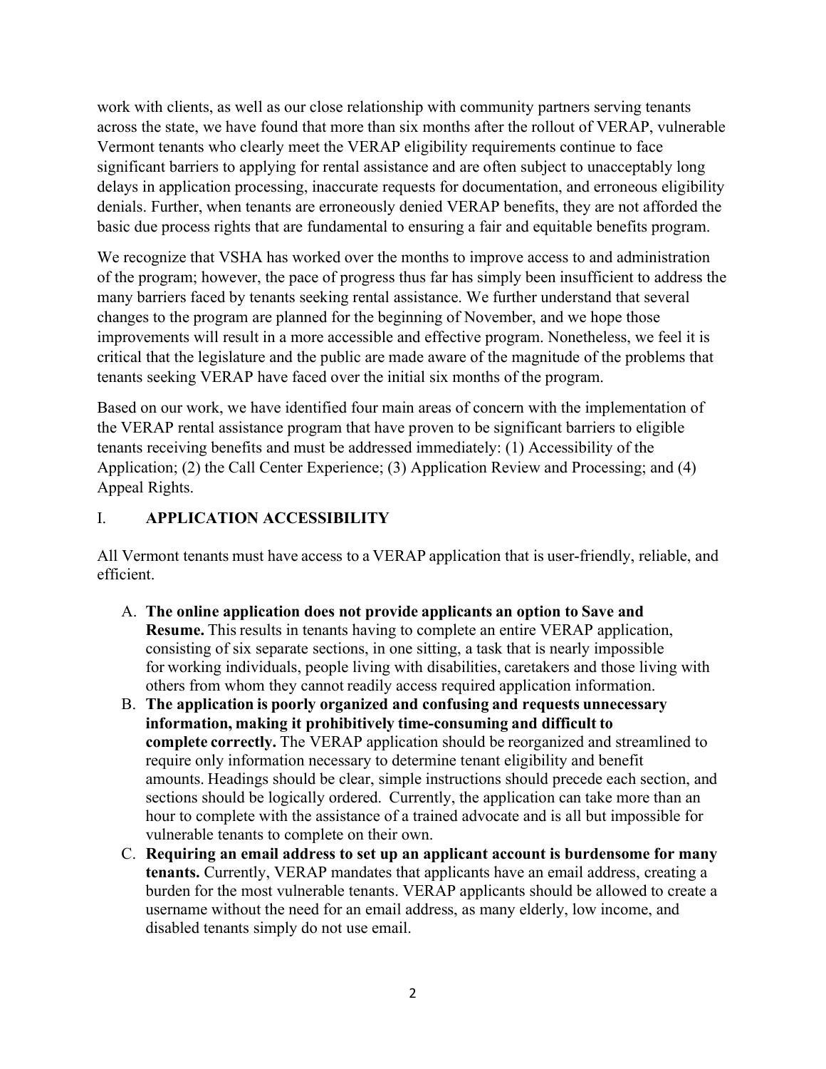work with clients, as well as our close relationship with community partners serving tenants across the state, we have found that more than six months after the rollout of VERAP, vulnerable Vermont tenants who clearly meet the VERAP eligibility requirements continue to face significant barriers to applying for rental assistance and are often subject to unacceptably long delays in application processing, inaccurate requests for documentation, and erroneous eligibility denials. Further, when tenants are erroneously denied VERAP benefits, they are not afforded the basic due process rights that are fundamental to ensuring a fair and equitable benefits program.

We recognize that VSHA has worked over the months to improve access to and administration of the program; however, the pace of progress thus far has simply been insufficient to address the many barriers faced by tenants seeking rental assistance. We further understand that several changes to the program are planned for the beginning of November, and we hope those improvements will result in a more accessible and effective program. Nonetheless, we feel it is critical that the legislature and the public are made aware of the magnitude of the problems that tenants seeking VERAP have faced over the initial six months of the program.

Based on our work, we have identified four main areas of concern with the implementation of the VERAP rental assistance program that have proven to be significant barriers to eligible tenants receiving benefits and must be addressed immediately: (1) Accessibility of the Application; (2) the Call Center Experience; (3) Application Review and Processing; and (4) Appeal Rights.

## I. APPLICATION ACCESSIBILITY

All Vermont tenants must have access to a VERAP application that is user-friendly, reliable, and efficient.

A. **The online application does not provide applicants an option to Save and Resume.** This results in tenants having to complete an entire VERAP application, consisting of six separate sections, in one sitting, a task that is nearly impossible for working individuals, people living with disabilities, caretakers and those living with others from whom they cannot readily access required application information.

B. **The application is poorly organized and confusing and requests unnecessary information, making it prohibitively time-consuming and difficult to complete correctly.** The VERAP application should be reorganized and streamlined to require only information necessary to determine tenant eligibility and benefit amounts. Headings should be clear, simple instructions should precede each section, and sections should be logically ordered. Currently, the application can take more than an hour to complete with the assistance of a trained advocate and is all but impossible for vulnerable tenants to complete on their own.

C. **Requiring an email address to set up an applicant account is burdensome for many tenants.** Currently, VERAP mandates that applicants have an email address, creating a burden for the most vulnerable tenants. VERAP applicants should be allowed to create a username without the need for an email address, as many elderly, low income, and disabled tenants simply do not use email.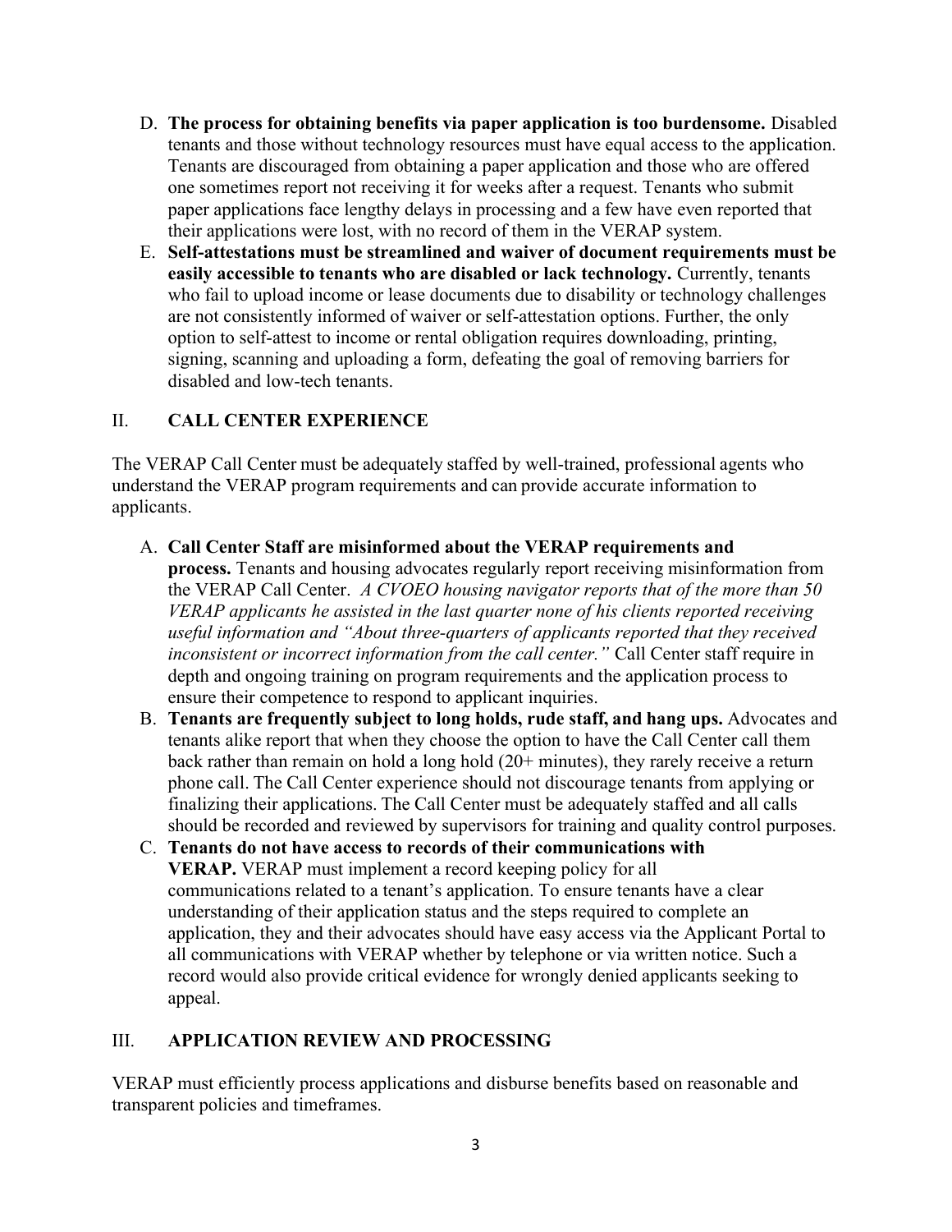D. **The process for obtaining benefits via paper application is too burdensome.** Disabled tenants and those without technology resources must have equal access to the application. Tenants are discouraged from obtaining a paper application and those who are offered one sometimes report not receiving it for weeks after a request. Tenants who submit paper applications face lengthy delays in processing and a few have even reported that their applications were lost, with no record of them in the VERAP system.

E. **Self-attestations must be streamlined and waiver of document requirements must be easily accessible to tenants who are disabled or lack technology.** Currently, tenants who fail to upload income or lease documents due to disability or technology challenges are not consistently informed of waiver or self-attestation options. Further, the only option to self-attest to income or rental obligation requires downloading, printing, signing, scanning and uploading a form, defeating the goal of removing barriers for disabled and low-tech tenants.

## II. CALL CENTER EXPERIENCE

The VERAP Call Center must be adequately staffed by well-trained, professional agents who understand the VERAP program requirements and can provide accurate information to applicants.

A. **Call Center Staff are misinformed about the VERAP requirements and process.** Tenants and housing advocates regularly report receiving misinformation from the VERAP Call Center. *A CVOEO housing navigator reports that of the more than 50 VERAP applicants he assisted in the last quarter none of his clients reported receiving useful information and "About three-quarters of applicants reported that they received inconsistent or incorrect information from the call center."* Call Center staff require in depth and ongoing training on program requirements and the application process to ensure their competence to respond to applicant inquiries.

B. **Tenants are frequently subject to long holds, rude staff, and hang ups.** Advocates and tenants alike report that when they choose the option to have the Call Center call them back rather than remain on hold a long hold (20+ minutes), they rarely receive a return phone call. The Call Center experience should not discourage tenants from applying or finalizing their applications. The Call Center must be adequately staffed and all calls should be recorded and reviewed by supervisors for training and quality control purposes.

C. **Tenants do not have access to records of their communications with VERAP.** VERAP must implement a record keeping policy for all communications related to a tenant's application. To ensure tenants have a clear understanding of their application status and the steps required to complete an application, they and their advocates should have easy access via the Applicant Portal to all communications with VERAP whether by telephone or via written notice. Such a record would also provide critical evidence for wrongly denied applicants seeking to appeal.

## III. APPLICATION REVIEW AND PROCESSING

VERAP must efficiently process applications and disburse benefits based on reasonable and transparent policies and timeframes.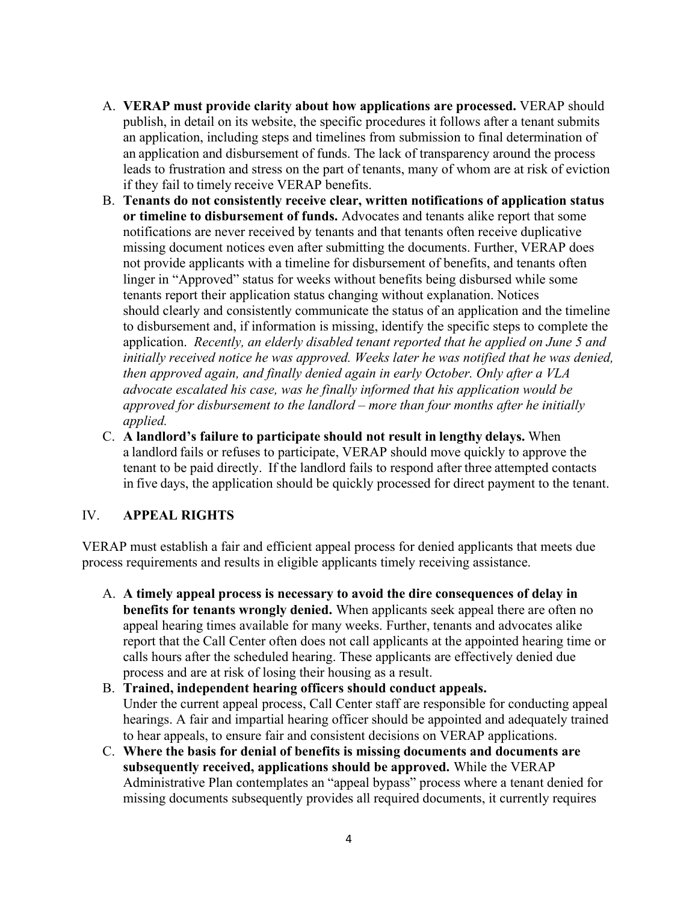A. **VERAP must provide clarity about how applications are processed.** VERAP should publish, in detail on its website, the specific procedures it follows after a tenant submits an application, including steps and timelines from submission to final determination of an application and disbursement of funds. The lack of transparency around the process leads to frustration and stress on the part of tenants, many of whom are at risk of eviction if they fail to timely receive VERAP benefits.

B. **Tenants do not consistently receive clear, written notifications of application status or timeline to disbursement of funds.** Advocates and tenants alike report that some notifications are never received by tenants and that tenants often receive duplicative missing document notices even after submitting the documents. Further, VERAP does not provide applicants with a timeline for disbursement of benefits, and tenants often linger in "Approved" status for weeks without benefits being disbursed while some tenants report their application status changing without explanation. Notices should clearly and consistently communicate the status of an application and the timeline to disbursement and, if information is missing, identify the specific steps to complete the application. *Recently, an elderly disabled tenant reported that he applied on June 5 and initially received notice he was approved. Weeks later he was notified that he was denied, then approved again, and finally denied again in early October. Only after a VLA advocate escalated his case, was he finally informed that his application would be approved for disbursement to the landlord – more than four months after he initially applied.*

C. **A landlord's failure to participate should not result in lengthy delays.** When a landlord fails or refuses to participate, VERAP should move quickly to approve the tenant to be paid directly. If the landlord fails to respond after three attempted contacts in five days, the application should be quickly processed for direct payment to the tenant.

## IV. APPEAL RIGHTS

VERAP must establish a fair and efficient appeal process for denied applicants that meets due process requirements and results in eligible applicants timely receiving assistance.

A. **A timely appeal process is necessary to avoid the dire consequences of delay in benefits for tenants wrongly denied.** When applicants seek appeal there are often no appeal hearing times available for many weeks. Further, tenants and advocates alike report that the Call Center often does not call applicants at the appointed hearing time or calls hours after the scheduled hearing. These applicants are effectively denied due process and are at risk of losing their housing as a result.

B. **Trained, independent hearing officers should conduct appeals.** Under the current appeal process, Call Center staff are responsible for conducting appeal hearings. A fair and impartial hearing officer should be appointed and adequately trained to hear appeals, to ensure fair and consistent decisions on VERAP applications.

C. **Where the basis for denial of benefits is missing documents and documents are subsequently received, applications should be approved.** While the VERAP Administrative Plan contemplates an "appeal bypass" process where a tenant denied for missing documents subsequently provides all required documents, it currently requires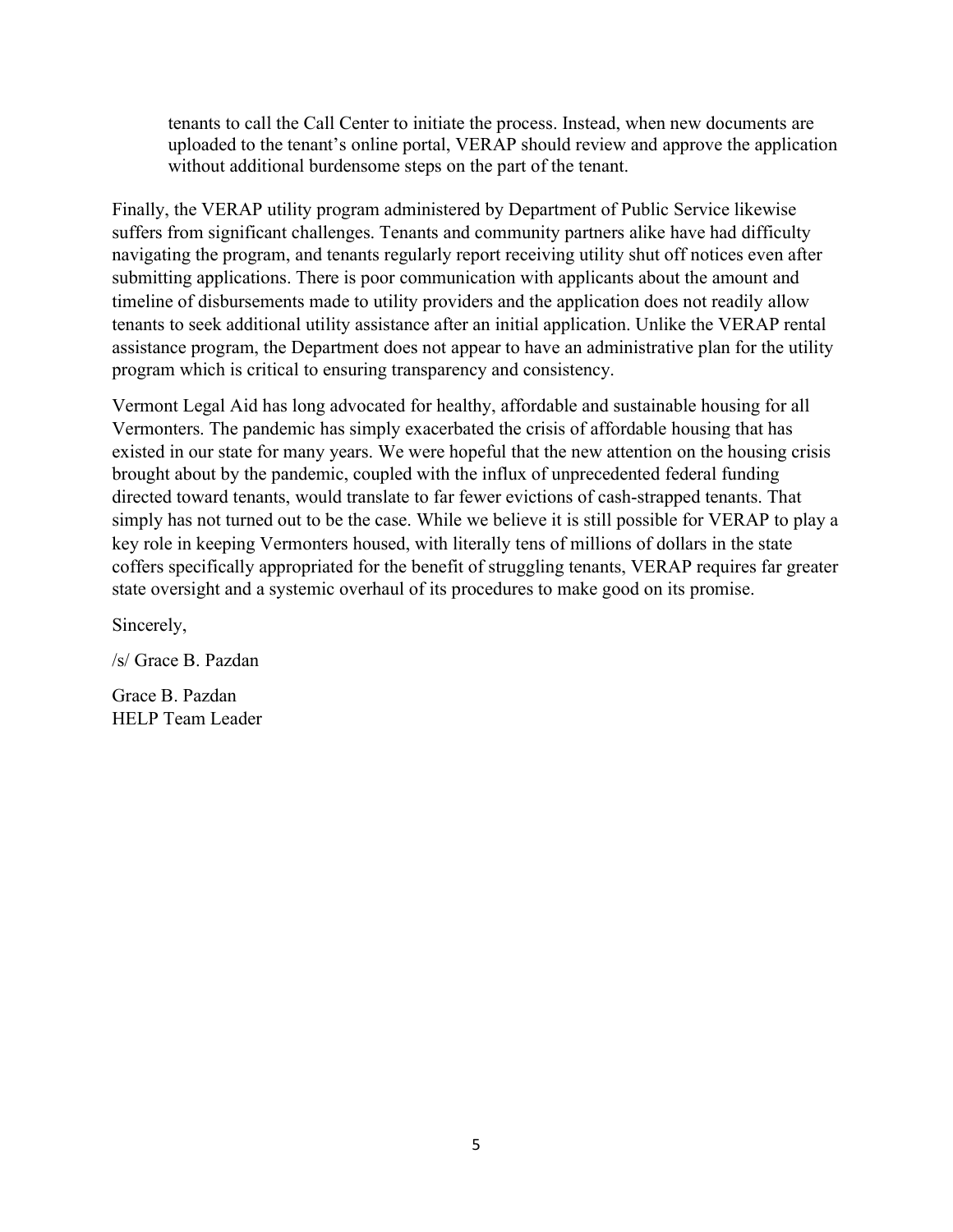tenants to call the Call Center to initiate the process. Instead, when new documents are uploaded to the tenant's online portal, VERAP should review and approve the application without additional burdensome steps on the part of the tenant.

Finally, the VERAP utility program administered by Department of Public Service likewise suffers from significant challenges. Tenants and community partners alike have had difficulty navigating the program, and tenants regularly report receiving utility shut off notices even after submitting applications. There is poor communication with applicants about the amount and timeline of disbursements made to utility providers and the application does not readily allow tenants to seek additional utility assistance after an initial application. Unlike the VERAP rental assistance program, the Department does not appear to have an administrative plan for the utility program which is critical to ensuring transparency and consistency.

Vermont Legal Aid has long advocated for healthy, affordable and sustainable housing for all Vermonters. The pandemic has simply exacerbated the crisis of affordable housing that has existed in our state for many years. We were hopeful that the new attention on the housing crisis brought about by the pandemic, coupled with the influx of unprecedented federal funding directed toward tenants, would translate to far fewer evictions of cash-strapped tenants. That simply has not turned out to be the case. While we believe it is still possible for VERAP to play a key role in keeping Vermonters housed, with literally tens of millions of dollars in the state coffers specifically appropriated for the benefit of struggling tenants, VERAP requires far greater state oversight and a systemic overhaul of its procedures to make good on its promise.

Sincerely,

/s/ Grace B. Pazdan

Grace B. Pazdan
HELP Team Leader